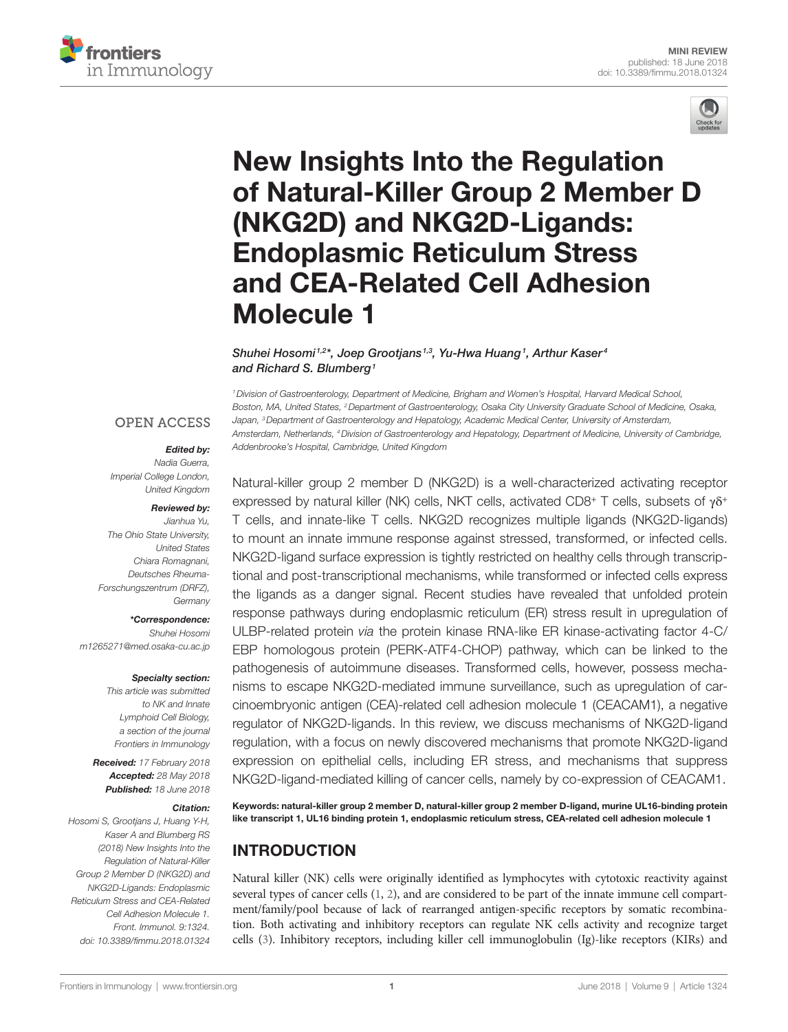MINI REVIEW
published: 18 June 2018
doi: 10.3389/fimmu.2018.01324

# New Insights Into the Regulation of Natural-Killer Group 2 Member D (NKG2D) and NKG2D-Ligands: Endoplasmic Reticulum Stress and CEA-Related Cell Adhesion Molecule 1

*Shuhei Hosomi[1,2]\*, Joep Grootjans[1,3], Yu-Hwa Huang[1], Arthur Kaser[4] and Richard S. Blumberg[1]*

[1] Division of Gastroenterology, Department of Medicine, Brigham and Women's Hospital, Harvard Medical School, Boston, MA, United States, [2] Department of Gastroenterology, Osaka City University Graduate School of Medicine, Osaka, Japan, [3] Department of Gastroenterology and Hepatology, Academic Medical Center, University of Amsterdam, Amsterdam, Netherlands, [4] Division of Gastroenterology and Hepatology, Department of Medicine, University of Cambridge, Addenbrooke's Hospital, Cambridge, United Kingdom

OPEN ACCESS

***Edited by:***
*Nadia Guerra, Imperial College London, United Kingdom*

***Reviewed by:***
*Jianhua Yu, The Ohio State University, United States*
*Chiara Romagnani, Deutsches Rheuma-Forschungszentrum (DRFZ), Germany*

***\*Correspondence:***
*Shuhei Hosomi*
*m1265271@med.osaka-cu.ac.jp*

***Specialty section:***
*This article was submitted to NK and Innate Lymphoid Cell Biology, a section of the journal Frontiers in Immunology*

***Received:*** *17 February 2018*
***Accepted:*** *28 May 2018*
***Published:*** *18 June 2018*

***Citation:***
*Hosomi S, Grootjans J, Huang Y-H, Kaser A and Blumberg RS (2018) New Insights Into the Regulation of Natural-Killer Group 2 Member D (NKG2D) and NKG2D-Ligands: Endoplasmic Reticulum Stress and CEA-Related Cell Adhesion Molecule 1. Front. Immunol. 9:1324. doi: 10.3389/fimmu.2018.01324*

Natural-killer group 2 member D (NKG2D) is a well-characterized activating receptor expressed by natural killer (NK) cells, NKT cells, activated CD8$^+$ T cells, subsets of $\gamma\delta^+$ T cells, and innate-like T cells. NKG2D recognizes multiple ligands (NKG2D-ligands) to mount an innate immune response against stressed, transformed, or infected cells. NKG2D-ligand surface expression is tightly restricted on healthy cells through transcriptional and post-transcriptional mechanisms, while transformed or infected cells express the ligands as a danger signal. Recent studies have revealed that unfolded protein response pathways during endoplasmic reticulum (ER) stress result in upregulation of ULBP-related protein *via* the protein kinase RNA-like ER kinase-activating factor 4-C/EBP homologous protein (PERK-ATF4-CHOP) pathway, which can be linked to the pathogenesis of autoimmune diseases. Transformed cells, however, possess mechanisms to escape NKG2D-mediated immune surveillance, such as upregulation of carcinoembryonic antigen (CEA)-related cell adhesion molecule 1 (CEACAM1), a negative regulator of NKG2D-ligands. In this review, we discuss mechanisms of NKG2D-ligand regulation, with a focus on newly discovered mechanisms that promote NKG2D-ligand expression on epithelial cells, including ER stress, and mechanisms that suppress NKG2D-ligand-mediated killing of cancer cells, namely by co-expression of CEACAM1.

**Keywords: natural-killer group 2 member D, natural-killer group 2 member D-ligand, murine UL16-binding protein like transcript 1, UL16 binding protein 1, endoplasmic reticulum stress, CEA-related cell adhesion molecule 1**

## INTRODUCTION

Natural killer (NK) cells were originally identified as lymphocytes with cytotoxic reactivity against several types of cancer cells (1, 2), and are considered to be part of the innate immune cell compartment/family/pool because of lack of rearranged antigen-specific receptors by somatic recombination. Both activating and inhibitory receptors can regulate NK cells activity and recognize target cells (3). Inhibitory receptors, including killer cell immunoglobulin (Ig)-like receptors (KIRs) and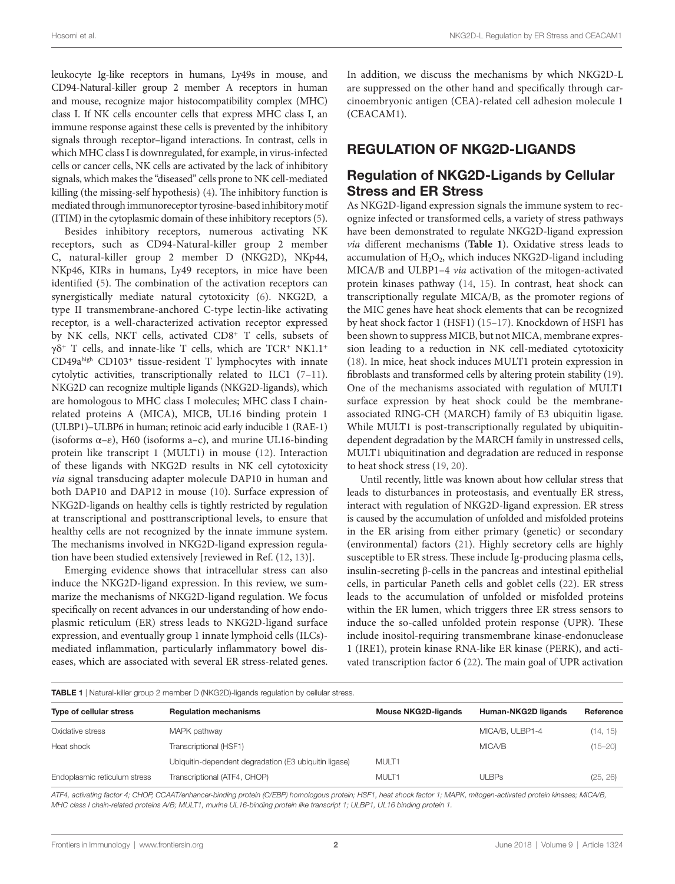leukocyte Ig-like receptors in humans, Ly49s in mouse, and CD94-Natural-killer group 2 member A receptors in human and mouse, recognize major histocompatibility complex (MHC) class I. If NK cells encounter cells that express MHC class I, an immune response against these cells is prevented by the inhibitory signals through receptor–ligand interactions. In contrast, cells in which MHC class I is downregulated, for example, in virus-infected cells or cancer cells, NK cells are activated by the lack of inhibitory signals, which makes the "diseased" cells prone to NK cell-mediated killing (the missing-self hypothesis) (4). The inhibitory function is mediated through immunoreceptor tyrosine-based inhibitory motif (ITIM) in the cytoplasmic domain of these inhibitory receptors (5).

Besides inhibitory receptors, numerous activating NK receptors, such as CD94-Natural-killer group 2 member C, natural-killer group 2 member D (NKG2D), NKp44, NKp46, KIRs in humans, Ly49 receptors, in mice have been identified (5). The combination of the activation receptors can synergistically mediate natural cytotoxicity (6). NKG2D, a type II transmembrane-anchored C-type lectin-like activating receptor, is a well-characterized activation receptor expressed by NK cells, NKT cells, activated $CD8^+$ T cells, subsets of $\gamma\delta^+$ T cells, and innate-like T cells, which are $TCR^+$ $NK1.1^+$ $CD49a^{high}$ $CD103^+$ tissue-resident T lymphocytes with innate cytolytic activities, transcriptionally related to ILC1 (7–11). NKG2D can recognize multiple ligands (NKG2D-ligands), which are homologous to MHC class I molecules; MHC class I chain-related proteins A (MICA), MICB, UL16 binding protein 1 (ULBP1)–ULBP6 in human; retinoic acid early inducible 1 (RAE-1) (isoforms α–ε), H60 (isoforms a–c), and murine UL16-binding protein like transcript 1 (MULT1) in mouse (12). Interaction of these ligands with NKG2D results in NK cell cytotoxicity *via* signal transducing adapter molecule DAP10 in human and both DAP10 and DAP12 in mouse (10). Surface expression of NKG2D-ligands on healthy cells is tightly restricted by regulation at transcriptional and posttranscriptional levels, to ensure that healthy cells are not recognized by the innate immune system. The mechanisms involved in NKG2D-ligand expression regulation have been studied extensively [reviewed in Ref. (12, 13)].

Emerging evidence shows that intracellular stress can also induce the NKG2D-ligand expression. In this review, we summarize the mechanisms of NKG2D-ligand regulation. We focus specifically on recent advances in our understanding of how endoplasmic reticulum (ER) stress leads to NKG2D-ligand surface expression, and eventually group 1 innate lymphoid cells (ILCs)-mediated inflammation, particularly inflammatory bowel diseases, which are associated with several ER stress-related genes. In addition, we discuss the mechanisms by which NKG2D-L are suppressed on the other hand and specifically through carcinoembryonic antigen (CEA)-related cell adhesion molecule 1 (CEACAM1).

## REGULATION OF NKG2D-LIGANDS

### Regulation of NKG2D-Ligands by Cellular Stress and ER Stress

As NKG2D-ligand expression signals the immune system to recognize infected or transformed cells, a variety of stress pathways have been demonstrated to regulate NKG2D-ligand expression *via* different mechanisms (**Table 1**). Oxidative stress leads to accumulation of $H_2O_2$, which induces NKG2D-ligand including MICA/B and ULBP1–4 *via* activation of the mitogen-activated protein kinases pathway (14, 15). In contrast, heat shock can transcriptionally regulate MICA/B, as the promoter regions of the MIC genes have heat shock elements that can be recognized by heat shock factor 1 (HSF1) (15–17). Knockdown of HSF1 has been shown to suppress MICB, but not MICA, membrane expression leading to a reduction in NK cell-mediated cytotoxicity (18). In mice, heat shock induces MULT1 protein expression in fibroblasts and transformed cells by altering protein stability (19). One of the mechanisms associated with regulation of MULT1 surface expression by heat shock could be the membrane-associated RING-CH (MARCH) family of E3 ubiquitin ligase. While MULT1 is post-transcriptionally regulated by ubiquitin-dependent degradation by the MARCH family in unstressed cells, MULT1 ubiquitination and degradation are reduced in response to heat shock stress (19, 20).

Until recently, little was known about how cellular stress that leads to disturbances in proteostasis, and eventually ER stress, interact with regulation of NKG2D-ligand expression. ER stress is caused by the accumulation of unfolded and misfolded proteins in the ER arising from either primary (genetic) or secondary (environmental) factors (21). Highly secretory cells are highly susceptible to ER stress. These include Ig-producing plasma cells, insulin-secreting β-cells in the pancreas and intestinal epithelial cells, in particular Paneth cells and goblet cells (22). ER stress leads to the accumulation of unfolded or misfolded proteins within the ER lumen, which triggers three ER stress sensors to induce the so-called unfolded protein response (UPR). These include inositol-requiring transmembrane kinase-endonuclease 1 (IRE1), protein kinase RNA-like ER kinase (PERK), and activated transcription factor 6 (22). The main goal of UPR activation

**TABLE 1** | Natural-killer group 2 member D (NKG2D)-ligands regulation by cellular stress.

| Type of cellular stress | Regulation mechanisms | Mouse NKG2D-ligands | Human-NKG2D ligands | Reference |
|---|---|---|---|---|
| Oxidative stress | MAPK pathway | | MICA/B, ULBP1-4 | (14, 15) |
| Heat shock | Transcriptional (HSF1) | | MICA/B | (15–20) |
| | Ubiquitin-dependent degradation (E3 ubiquitin ligase) | MULT1 | | |
| Endoplasmic reticulum stress | Transcriptional (ATF4, CHOP) | MULT1 | ULBPs | (25, 26) |

*ATF4, activating factor 4; CHOP, CCAAT/enhancer-binding protein (C/EBP) homologous protein; HSF1, heat shock factor 1; MAPK, mitogen-activated protein kinases; MICA/B, MHC class I chain-related proteins A/B; MULT1, murine UL16-binding protein like transcript 1; ULBP1, UL16 binding protein 1.*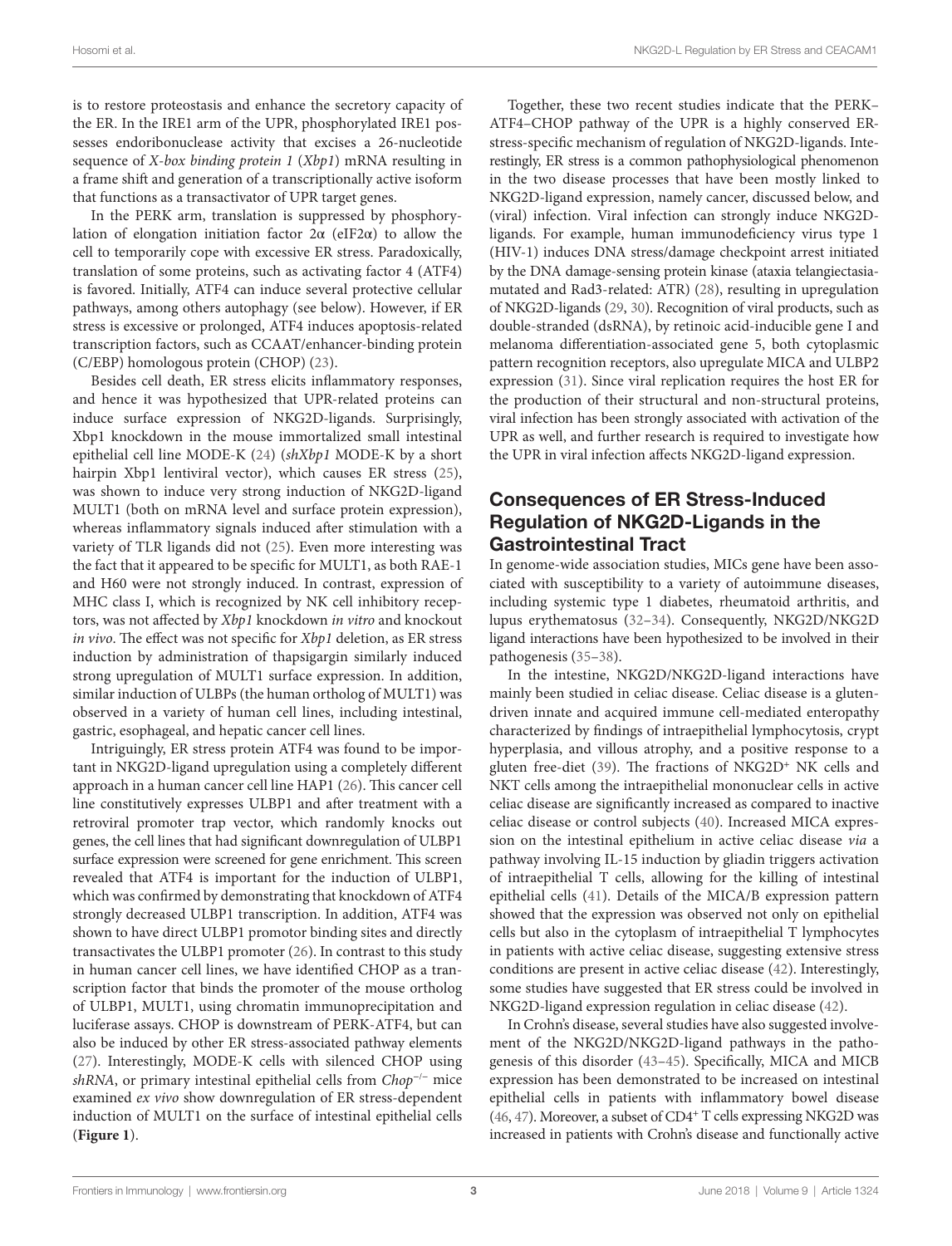is to restore proteostasis and enhance the secretory capacity of the ER. In the IRE1 arm of the UPR, phosphorylated IRE1 possesses endoribonuclease activity that excises a 26-nucleotide sequence of *X-box binding protein 1* (*Xbp1*) mRNA resulting in a frame shift and generation of a transcriptionally active isoform that functions as a transactivator of UPR target genes.

In the PERK arm, translation is suppressed by phosphorylation of elongation initiation factor 2α (eIF2α) to allow the cell to temporarily cope with excessive ER stress. Paradoxically, translation of some proteins, such as activating factor 4 (ATF4) is favored. Initially, ATF4 can induce several protective cellular pathways, among others autophagy (see below). However, if ER stress is excessive or prolonged, ATF4 induces apoptosis-related transcription factors, such as CCAAT/enhancer-binding protein (C/EBP) homologous protein (CHOP) (23).

Besides cell death, ER stress elicits inflammatory responses, and hence it was hypothesized that UPR-related proteins can induce surface expression of NKG2D-ligands. Surprisingly, Xbp1 knockdown in the mouse immortalized small intestinal epithelial cell line MODE-K (24) (*shXbp1* MODE-K by a short hairpin Xbp1 lentiviral vector), which causes ER stress (25), was shown to induce very strong induction of NKG2D-ligand MULT1 (both on mRNA level and surface protein expression), whereas inflammatory signals induced after stimulation with a variety of TLR ligands did not (25). Even more interesting was the fact that it appeared to be specific for MULT1, as both RAE-1 and H60 were not strongly induced. In contrast, expression of MHC class I, which is recognized by NK cell inhibitory receptors, was not affected by *Xbp1* knockdown *in vitro* and knockout *in vivo*. The effect was not specific for *Xbp1* deletion, as ER stress induction by administration of thapsigargin similarly induced strong upregulation of MULT1 surface expression. In addition, similar induction of ULBPs (the human ortholog of MULT1) was observed in a variety of human cell lines, including intestinal, gastric, esophageal, and hepatic cancer cell lines.

Intriguingly, ER stress protein ATF4 was found to be important in NKG2D-ligand upregulation using a completely different approach in a human cancer cell line HAP1 (26). This cancer cell line constitutively expresses ULBP1 and after treatment with a retroviral promoter trap vector, which randomly knocks out genes, the cell lines that had significant downregulation of ULBP1 surface expression were screened for gene enrichment. This screen revealed that ATF4 is important for the induction of ULBP1, which was confirmed by demonstrating that knockdown of ATF4 strongly decreased ULBP1 transcription. In addition, ATF4 was shown to have direct ULBP1 promotor binding sites and directly transactivates the ULBP1 promoter (26). In contrast to this study in human cancer cell lines, we have identified CHOP as a transcription factor that binds the promoter of the mouse ortholog of ULBP1, MULT1, using chromatin immunoprecipitation and luciferase assays. CHOP is downstream of PERK-ATF4, but can also be induced by other ER stress-associated pathway elements (27). Interestingly, MODE-K cells with silenced CHOP using *shRNA*, or primary intestinal epithelial cells from *Chop*$^{-/-}$ mice examined *ex vivo* show downregulation of ER stress-dependent induction of MULT1 on the surface of intestinal epithelial cells (**Figure 1**).

Together, these two recent studies indicate that the PERK–ATF4–CHOP pathway of the UPR is a highly conserved ER-stress-specific mechanism of regulation of NKG2D-ligands. Interestingly, ER stress is a common pathophysiological phenomenon in the two disease processes that have been mostly linked to NKG2D-ligand expression, namely cancer, discussed below, and (viral) infection. Viral infection can strongly induce NKG2D-ligands. For example, human immunodeficiency virus type 1 (HIV-1) induces DNA stress/damage checkpoint arrest initiated by the DNA damage-sensing protein kinase (ataxia telangiectasia-mutated and Rad3-related: ATR) (28), resulting in upregulation of NKG2D-ligands (29, 30). Recognition of viral products, such as double-stranded (dsRNA), by retinoic acid-inducible gene I and melanoma differentiation-associated gene 5, both cytoplasmic pattern recognition receptors, also upregulate MICA and ULBP2 expression (31). Since viral replication requires the host ER for the production of their structural and non-structural proteins, viral infection has been strongly associated with activation of the UPR as well, and further research is required to investigate how the UPR in viral infection affects NKG2D-ligand expression.

## Consequences of ER Stress-Induced Regulation of NKG2D-Ligands in the Gastrointestinal Tract

In genome-wide association studies, MICs gene have been associated with susceptibility to a variety of autoimmune diseases, including systemic type 1 diabetes, rheumatoid arthritis, and lupus erythematosus (32–34). Consequently, NKG2D/NKG2D ligand interactions have been hypothesized to be involved in their pathogenesis (35–38).

In the intestine, NKG2D/NKG2D-ligand interactions have mainly been studied in celiac disease. Celiac disease is a gluten-driven innate and acquired immune cell-mediated enteropathy characterized by findings of intraepithelial lymphocytosis, crypt hyperplasia, and villous atrophy, and a positive response to a gluten free-diet (39). The fractions of NKG2D$^{+}$ NK cells and NKT cells among the intraepithelial mononuclear cells in active celiac disease are significantly increased as compared to inactive celiac disease or control subjects (40). Increased MICA expression on the intestinal epithelium in active celiac disease *via* a pathway involving IL-15 induction by gliadin triggers activation of intraepithelial T cells, allowing for the killing of intestinal epithelial cells (41). Details of the MICA/B expression pattern showed that the expression was observed not only on epithelial cells but also in the cytoplasm of intraepithelial T lymphocytes in patients with active celiac disease, suggesting extensive stress conditions are present in active celiac disease (42). Interestingly, some studies have suggested that ER stress could be involved in NKG2D-ligand expression regulation in celiac disease (42).

In Crohn's disease, several studies have also suggested involvement of the NKG2D/NKG2D-ligand pathways in the pathogenesis of this disorder (43–45). Specifically, MICA and MICB expression has been demonstrated to be increased on intestinal epithelial cells in patients with inflammatory bowel disease (46, 47). Moreover, a subset of CD4$^{+}$ T cells expressing NKG2D was increased in patients with Crohn's disease and functionally active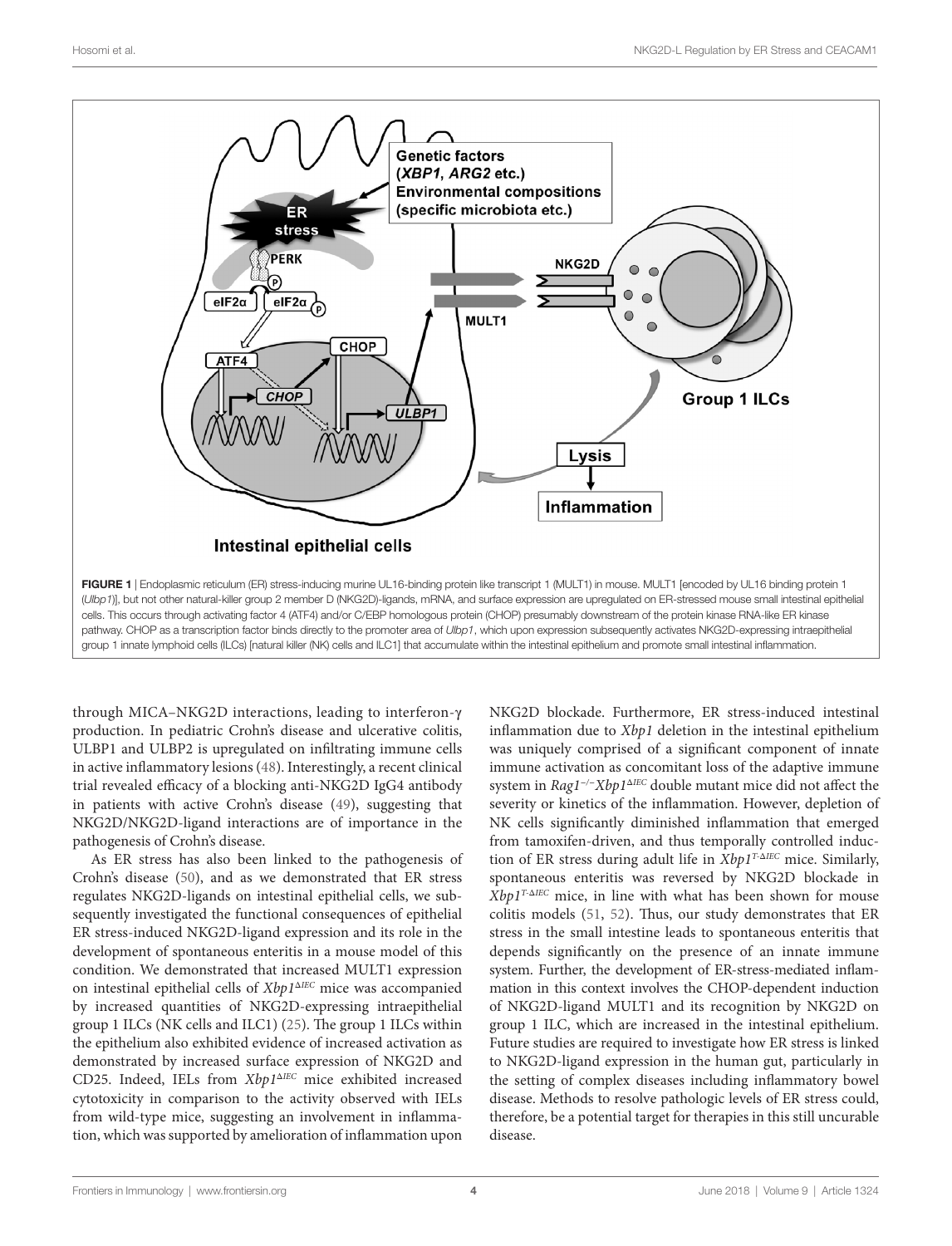**FIGURE 1** | Endoplasmic reticulum (ER) stress-inducing murine UL16-binding protein like transcript 1 (MULT1) in mouse. MULT1 [encoded by UL16 binding protein 1 (*Ulbp1*)], but not other natural-killer group 2 member D (NKG2D)-ligands, mRNA, and surface expression are upregulated on ER-stressed mouse small intestinal epithelial cells. This occurs through activating factor 4 (ATF4) and/or C/EBP homologous protein (CHOP) presumably downstream of the protein kinase RNA-like ER kinase pathway. CHOP as a transcription factor binds directly to the promoter area of *Ulbp1*, which upon expression subsequently activates NKG2D-expressing intraepithelial group 1 innate lymphoid cells (ILCs) [natural killer (NK) cells and ILC1] that accumulate within the intestinal epithelium and promote small intestinal inflammation.

through MICA–NKG2D interactions, leading to interferon-γ production. In pediatric Crohn's disease and ulcerative colitis, ULBP1 and ULBP2 is upregulated on infiltrating immune cells in active inflammatory lesions (48). Interestingly, a recent clinical trial revealed efficacy of a blocking anti-NKG2D IgG4 antibody in patients with active Crohn's disease (49), suggesting that NKG2D/NKG2D-ligand interactions are of importance in the pathogenesis of Crohn's disease.

As ER stress has also been linked to the pathogenesis of Crohn's disease (50), and as we demonstrated that ER stress regulates NKG2D-ligands on intestinal epithelial cells, we subsequently investigated the functional consequences of epithelial ER stress-induced NKG2D-ligand expression and its role in the development of spontaneous enteritis in a mouse model of this condition. We demonstrated that increased MULT1 expression on intestinal epithelial cells of $Xbp1^{\Delta IEC}$ mice was accompanied by increased quantities of NKG2D-expressing intraepithelial group 1 ILCs (NK cells and ILC1) (25). The group 1 ILCs within the epithelium also exhibited evidence of increased activation as demonstrated by increased surface expression of NKG2D and CD25. Indeed, IELs from $Xbp1^{\Delta IEC}$ mice exhibited increased cytotoxicity in comparison to the activity observed with IELs from wild-type mice, suggesting an involvement in inflammation, which was supported by amelioration of inflammation upon NKG2D blockade. Furthermore, ER stress-induced intestinal inflammation due to *Xbp1* deletion in the intestinal epithelium was uniquely comprised of a significant component of innate immune activation as concomitant loss of the adaptive immune system in $Rag1^{-/-}Xbp1^{\Delta IEC}$ double mutant mice did not affect the severity or kinetics of the inflammation. However, depletion of NK cells significantly diminished inflammation that emerged from tamoxifen-driven, and thus temporally controlled induction of ER stress during adult life in $Xbp1^{T\text{-}\Delta IEC}$ mice. Similarly, spontaneous enteritis was reversed by NKG2D blockade in $Xbp1^{T\text{-}\Delta IEC}$ mice, in line with what has been shown for mouse colitis models (51, 52). Thus, our study demonstrates that ER stress in the small intestine leads to spontaneous enteritis that depends significantly on the presence of an innate immune system. Further, the development of ER-stress-mediated inflammation in this context involves the CHOP-dependent induction of NKG2D-ligand MULT1 and its recognition by NKG2D on group 1 ILC, which are increased in the intestinal epithelium. Future studies are required to investigate how ER stress is linked to NKG2D-ligand expression in the human gut, particularly in the setting of complex diseases including inflammatory bowel disease. Methods to resolve pathologic levels of ER stress could, therefore, be a potential target for therapies in this still uncurable disease.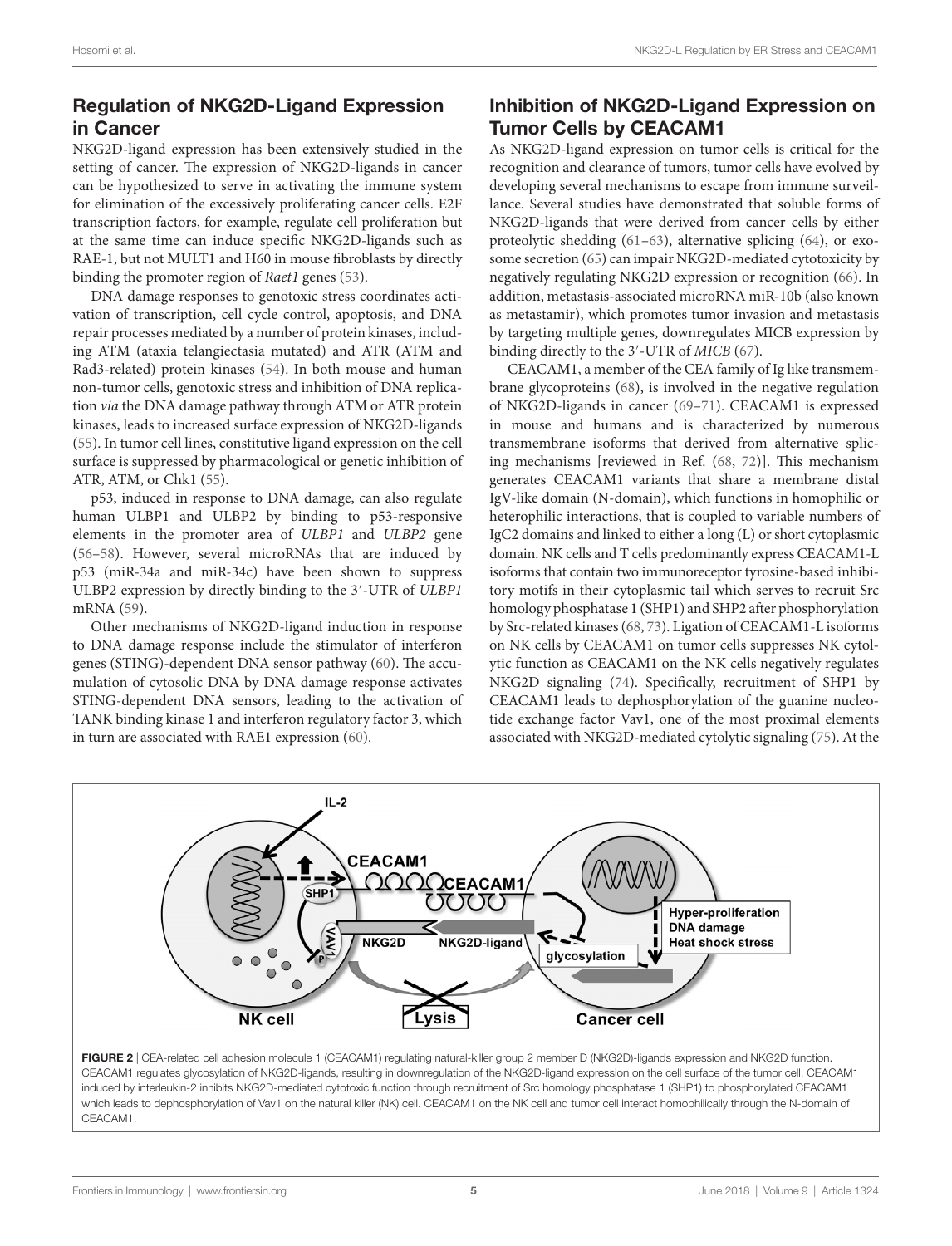## Regulation of NKG2D-Ligand Expression in Cancer

NKG2D-ligand expression has been extensively studied in the setting of cancer. The expression of NKG2D-ligands in cancer can be hypothesized to serve in activating the immune system for elimination of the excessively proliferating cancer cells. E2F transcription factors, for example, regulate cell proliferation but at the same time can induce specific NKG2D-ligands such as RAE-1, but not MULT1 and H60 in mouse fibroblasts by directly binding the promoter region of *Raet1* genes (53).

DNA damage responses to genotoxic stress coordinates activation of transcription, cell cycle control, apoptosis, and DNA repair processes mediated by a number of protein kinases, including ATM (ataxia telangiectasia mutated) and ATR (ATM and Rad3-related) protein kinases (54). In both mouse and human non-tumor cells, genotoxic stress and inhibition of DNA replication *via* the DNA damage pathway through ATM or ATR protein kinases, leads to increased surface expression of NKG2D-ligands (55). In tumor cell lines, constitutive ligand expression on the cell surface is suppressed by pharmacological or genetic inhibition of ATR, ATM, or Chk1 (55).

p53, induced in response to DNA damage, can also regulate human ULBP1 and ULBP2 by binding to p53-responsive elements in the promoter area of *ULBP1* and *ULBP2* gene (56–58). However, several microRNAs that are induced by p53 (miR-34a and miR-34c) have been shown to suppress ULBP2 expression by directly binding to the 3′-UTR of *ULBP1* mRNA (59).

Other mechanisms of NKG2D-ligand induction in response to DNA damage response include the stimulator of interferon genes (STING)-dependent DNA sensor pathway (60). The accumulation of cytosolic DNA by DNA damage response activates STING-dependent DNA sensors, leading to the activation of TANK binding kinase 1 and interferon regulatory factor 3, which in turn are associated with RAE1 expression (60).

## Inhibition of NKG2D-Ligand Expression on Tumor Cells by CEACAM1

As NKG2D-ligand expression on tumor cells is critical for the recognition and clearance of tumors, tumor cells have evolved by developing several mechanisms to escape from immune surveillance. Several studies have demonstrated that soluble forms of NKG2D-ligands that were derived from cancer cells by either proteolytic shedding (61–63), alternative splicing (64), or exosome secretion (65) can impair NKG2D-mediated cytotoxicity by negatively regulating NKG2D expression or recognition (66). In addition, metastasis-associated microRNA miR-10b (also known as metastamir), which promotes tumor invasion and metastasis by targeting multiple genes, downregulates MICB expression by binding directly to the 3′-UTR of *MICB* (67).

CEACAM1, a member of the CEA family of Ig like transmembrane glycoproteins (68), is involved in the negative regulation of NKG2D-ligands in cancer (69–71). CEACAM1 is expressed in mouse and humans and is characterized by numerous transmembrane isoforms that derived from alternative splicing mechanisms [reviewed in Ref. (68, 72)]. This mechanism generates CEACAM1 variants that share a membrane distal IgV-like domain (N-domain), which functions in homophilic or heterophilic interactions, that is coupled to variable numbers of IgC2 domains and linked to either a long (L) or short cytoplasmic domain. NK cells and T cells predominantly express CEACAM1-L isoforms that contain two immunoreceptor tyrosine-based inhibitory motifs in their cytoplasmic tail which serves to recruit Src homology phosphatase 1 (SHP1) and SHP2 after phosphorylation by Src-related kinases (68, 73). Ligation of CEACAM1-L isoforms on NK cells by CEACAM1 on tumor cells suppresses NK cytolytic function as CEACAM1 on the NK cells negatively regulates NKG2D signaling (74). Specifically, recruitment of SHP1 by CEACAM1 leads to dephosphorylation of the guanine nucleotide exchange factor Vav1, one of the most proximal elements associated with NKG2D-mediated cytolytic signaling (75). At the

**FIGURE 2** | CEA-related cell adhesion molecule 1 (CEACAM1) regulating natural-killer group 2 member D (NKG2D)-ligands expression and NKG2D function. CEACAM1 regulates glycosylation of NKG2D-ligands, resulting in downregulation of the NKG2D-ligand expression on the cell surface of the tumor cell. CEACAM1 induced by interleukin-2 inhibits NKG2D-mediated cytotoxic function through recruitment of Src homology phosphatase 1 (SHP1) to phosphorylated CEACAM1 which leads to dephosphorylation of Vav1 on the natural killer (NK) cell. CEACAM1 on the NK cell and tumor cell interact homophilically through the N-domain of CEACAM1.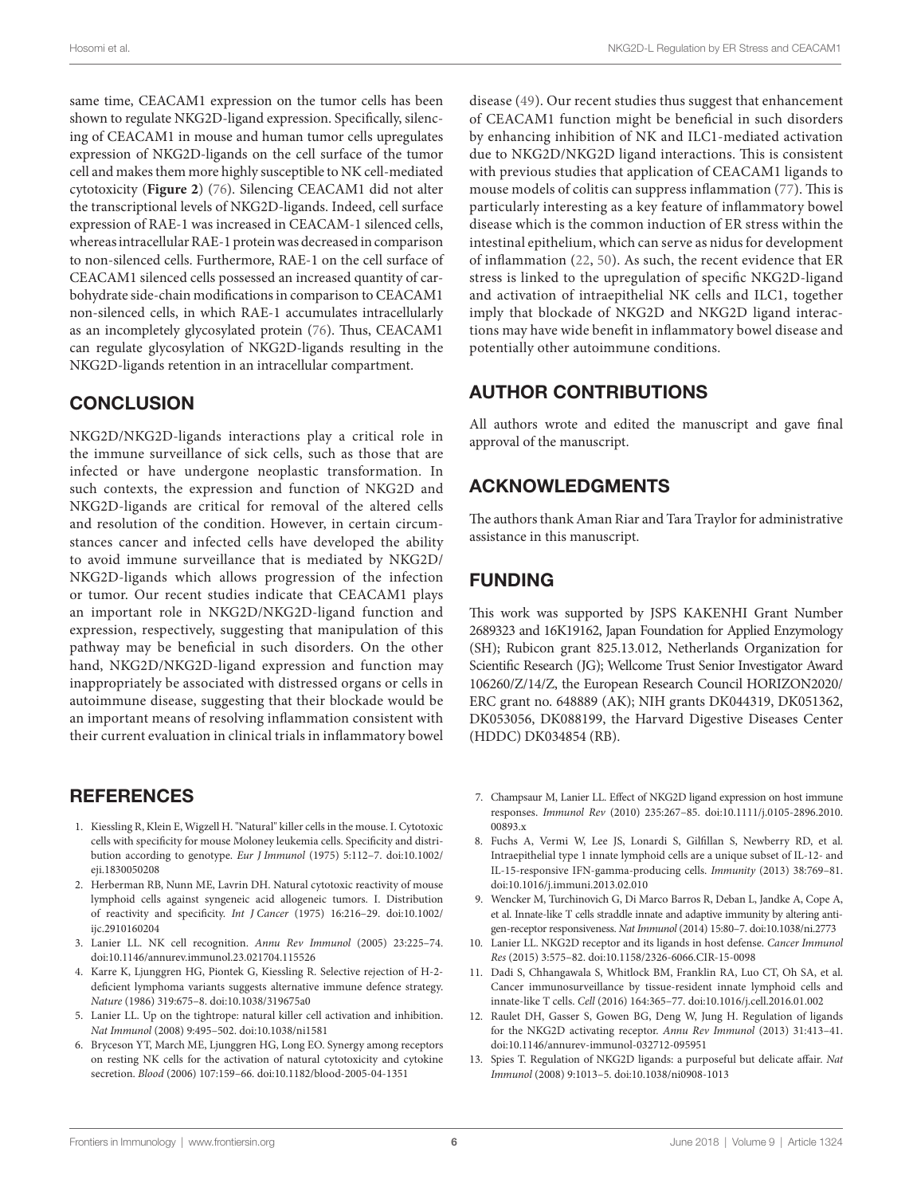same time, CEACAM1 expression on the tumor cells has been shown to regulate NKG2D-ligand expression. Specifically, silencing of CEACAM1 in mouse and human tumor cells upregulates expression of NKG2D-ligands on the cell surface of the tumor cell and makes them more highly susceptible to NK cell-mediated cytotoxicity (**Figure 2**) (76). Silencing CEACAM1 did not alter the transcriptional levels of NKG2D-ligands. Indeed, cell surface expression of RAE-1 was increased in CEACAM-1 silenced cells, whereas intracellular RAE-1 protein was decreased in comparison to non-silenced cells. Furthermore, RAE-1 on the cell surface of CEACAM1 silenced cells possessed an increased quantity of carbohydrate side-chain modifications in comparison to CEACAM1 non-silenced cells, in which RAE-1 accumulates intracellularly as an incompletely glycosylated protein (76). Thus, CEACAM1 can regulate glycosylation of NKG2D-ligands resulting in the NKG2D-ligands retention in an intracellular compartment.

## CONCLUSION

NKG2D/NKG2D-ligands interactions play a critical role in the immune surveillance of sick cells, such as those that are infected or have undergone neoplastic transformation. In such contexts, the expression and function of NKG2D and NKG2D-ligands are critical for removal of the altered cells and resolution of the condition. However, in certain circumstances cancer and infected cells have developed the ability to avoid immune surveillance that is mediated by NKG2D/NKG2D-ligands which allows progression of the infection or tumor. Our recent studies indicate that CEACAM1 plays an important role in NKG2D/NKG2D-ligand function and expression, respectively, suggesting that manipulation of this pathway may be beneficial in such disorders. On the other hand, NKG2D/NKG2D-ligand expression and function may inappropriately be associated with distressed organs or cells in autoimmune disease, suggesting that their blockade would be an important means of resolving inflammation consistent with their current evaluation in clinical trials in inflammatory bowel disease (49). Our recent studies thus suggest that enhancement of CEACAM1 function might be beneficial in such disorders by enhancing inhibition of NK and ILC1-mediated activation due to NKG2D/NKG2D ligand interactions. This is consistent with previous studies that application of CEACAM1 ligands to mouse models of colitis can suppress inflammation (77). This is particularly interesting as a key feature of inflammatory bowel disease which is the common induction of ER stress within the intestinal epithelium, which can serve as nidus for development of inflammation (22, 50). As such, the recent evidence that ER stress is linked to the upregulation of specific NKG2D-ligand and activation of intraepithelial NK cells and ILC1, together imply that blockade of NKG2D and NKG2D ligand interactions may have wide benefit in inflammatory bowel disease and potentially other autoimmune conditions.

## AUTHOR CONTRIBUTIONS

All authors wrote and edited the manuscript and gave final approval of the manuscript.

## ACKNOWLEDGMENTS

The authors thank Aman Riar and Tara Traylor for administrative assistance in this manuscript.

## FUNDING

This work was supported by JSPS KAKENHI Grant Number 2689323 and 16K19162, Japan Foundation for Applied Enzymology (SH); Rubicon grant 825.13.012, Netherlands Organization for Scientific Research (JG); Wellcome Trust Senior Investigator Award 106260/Z/14/Z, the European Research Council HORIZON2020/ERC grant no. 648889 (AK); NIH grants DK044319, DK051362, DK053056, DK088199, the Harvard Digestive Diseases Center (HDDC) DK034854 (RB).

## REFERENCES

1. Kiessling R, Klein E, Wigzell H. "Natural" killer cells in the mouse. I. Cytotoxic cells with specificity for mouse Moloney leukemia cells. Specificity and distribution according to genotype. *Eur J Immunol* (1975) 5:112–7. doi:10.1002/eji.1830050208
2. Herberman RB, Nunn ME, Lavrin DH. Natural cytotoxic reactivity of mouse lymphoid cells against syngeneic acid allogeneic tumors. I. Distribution of reactivity and specificity. *Int J Cancer* (1975) 16:216–29. doi:10.1002/ijc.2910160204
3. Lanier LL. NK cell recognition. *Annu Rev Immunol* (2005) 23:225–74. doi:10.1146/annurev.immunol.23.021704.115526
4. Karre K, Ljunggren HG, Piontek G, Kiessling R. Selective rejection of H-2-deficient lymphoma variants suggests alternative immune defence strategy. *Nature* (1986) 319:675–8. doi:10.1038/319675a0
5. Lanier LL. Up on the tightrope: natural killer cell activation and inhibition. *Nat Immunol* (2008) 9:495–502. doi:10.1038/ni1581
6. Bryceson YT, March ME, Ljunggren HG, Long EO. Synergy among receptors on resting NK cells for the activation of natural cytotoxicity and cytokine secretion. *Blood* (2006) 107:159–66. doi:10.1182/blood-2005-04-1351
7. Champsaur M, Lanier LL. Effect of NKG2D ligand expression on host immune responses. *Immunol Rev* (2010) 235:267–85. doi:10.1111/j.0105-2896.2010.00893.x
8. Fuchs A, Vermi W, Lee JS, Lonardi S, Gilfillan S, Newberry RD, et al. Intraepithelial type 1 innate lymphoid cells are a unique subset of IL-12- and IL-15-responsive IFN-gamma-producing cells. *Immunity* (2013) 38:769–81. doi:10.1016/j.immuni.2013.02.010
9. Wencker M, Turchinovich G, Di Marco Barros R, Deban L, Jandke A, Cope A, et al. Innate-like T cells straddle innate and adaptive immunity by altering antigen-receptor responsiveness. *Nat Immunol* (2014) 15:80–7. doi:10.1038/ni.2773
10. Lanier LL. NKG2D receptor and its ligands in host defense. *Cancer Immunol Res* (2015) 3:575–82. doi:10.1158/2326-6066.CIR-15-0098
11. Dadi S, Chhangawala S, Whitlock BM, Franklin RA, Luo CT, Oh SA, et al. Cancer immunosurveillance by tissue-resident innate lymphoid cells and innate-like T cells. *Cell* (2016) 164:365–77. doi:10.1016/j.cell.2016.01.002
12. Raulet DH, Gasser S, Gowen BG, Deng W, Jung H. Regulation of ligands for the NKG2D activating receptor. *Annu Rev Immunol* (2013) 31:413–41. doi:10.1146/annurev-immunol-032712-095951
13. Spies T. Regulation of NKG2D ligands: a purposeful but delicate affair. *Nat Immunol* (2008) 9:1013–5. doi:10.1038/ni0908-1013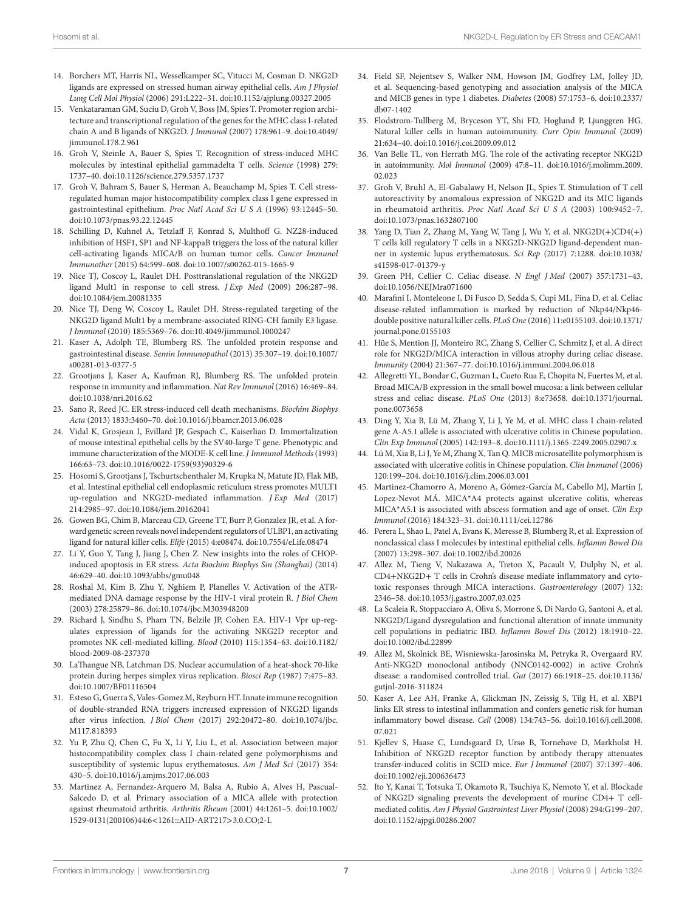14. Borchers MT, Harris NL, Wesselkamper SC, Vitucci M, Cosman D. NKG2D ligands are expressed on stressed human airway epithelial cells. *Am J Physiol Lung Cell Mol Physiol* (2006) 291:L222–31. doi:10.1152/ajplung.00327.2005
15. Venkataraman GM, Suciu D, Groh V, Boss JM, Spies T. Promoter region architecture and transcriptional regulation of the genes for the MHC class I-related chain A and B ligands of NKG2D. *J Immunol* (2007) 178:961–9. doi:10.4049/jimmunol.178.2.961
16. Groh V, Steinle A, Bauer S, Spies T. Recognition of stress-induced MHC molecules by intestinal epithelial gammadelta T cells. *Science* (1998) 279: 1737–40. doi:10.1126/science.279.5357.1737
17. Groh V, Bahram S, Bauer S, Herman A, Beauchamp M, Spies T. Cell stress-regulated human major histocompatibility complex class I gene expressed in gastrointestinal epithelium. *Proc Natl Acad Sci U S A* (1996) 93:12445–50. doi:10.1073/pnas.93.22.12445
18. Schilling D, Kuhnel A, Tetzlaff F, Konrad S, Multhoff G. NZ28-induced inhibition of HSF1, SP1 and NF-kappaB triggers the loss of the natural killer cell-activating ligands MICA/B on human tumor cells. *Cancer Immunol Immunother* (2015) 64:599–608. doi:10.1007/s00262-015-1665-9
19. Nice TJ, Coscoy L, Raulet DH. Posttranslational regulation of the NKG2D ligand Mult1 in response to cell stress. *J Exp Med* (2009) 206:287–98. doi:10.1084/jem.20081335
20. Nice TJ, Deng W, Coscoy L, Raulet DH. Stress-regulated targeting of the NKG2D ligand Mult1 by a membrane-associated RING-CH family E3 ligase. *J Immunol* (2010) 185:5369–76. doi:10.4049/jimmunol.1000247
21. Kaser A, Adolph TE, Blumberg RS. The unfolded protein response and gastrointestinal disease. *Semin Immunopathol* (2013) 35:307–19. doi:10.1007/s00281-013-0377-5
22. Grootjans J, Kaser A, Kaufman RJ, Blumberg RS. The unfolded protein response in immunity and inflammation. *Nat Rev Immunol* (2016) 16:469–84. doi:10.1038/nri.2016.62
23. Sano R, Reed JC. ER stress-induced cell death mechanisms. *Biochim Biophys Acta* (2013) 1833:3460–70. doi:10.1016/j.bbamcr.2013.06.028
24. Vidal K, Grosjean I, Evillard JP, Gespach C, Kaiserlian D. Immortalization of mouse intestinal epithelial cells by the SV40-large T gene. Phenotypic and immune characterization of the MODE-K cell line. *J Immunol Methods* (1993) 166:63–73. doi:10.1016/0022-1759(93)90329-6
25. Hosomi S, Grootjans J, Tschurtschenthaler M, Krupka N, Matute JD, Flak MB, et al. Intestinal epithelial cell endoplasmic reticulum stress promotes MULT1 up-regulation and NKG2D-mediated inflammation. *J Exp Med* (2017) 214:2985–97. doi:10.1084/jem.20162041
26. Gowen BG, Chim B, Marceau CD, Greene TT, Burr P, Gonzalez JR, et al. A forward genetic screen reveals novel independent regulators of ULBP1, an activating ligand for natural killer cells. *Elife* (2015) 4:e08474. doi:10.7554/eLife.08474
27. Li Y, Guo Y, Tang J, Jiang J, Chen Z. New insights into the roles of CHOP-induced apoptosis in ER stress. *Acta Biochim Biophys Sin (Shanghai)* (2014) 46:629–40. doi:10.1093/abbs/gmu048
28. Roshal M, Kim B, Zhu Y, Nghiem P, Planelles V. Activation of the ATR-mediated DNA damage response by the HIV-1 viral protein R. *J Biol Chem* (2003) 278:25879–86. doi:10.1074/jbc.M303948200
29. Richard J, Sindhu S, Pham TN, Belzile JP, Cohen EA. HIV-1 Vpr up-regulates expression of ligands for the activating NKG2D receptor and promotes NK cell-mediated killing. *Blood* (2010) 115:1354–63. doi:10.1182/blood-2009-08-237370
30. LaThangue NB, Latchman DS. Nuclear accumulation of a heat-shock 70-like protein during herpes simplex virus replication. *Biosci Rep* (1987) 7:475–83. doi:10.1007/BF01116504
31. Esteso G, Guerra S, Vales-Gomez M, Reyburn HT. Innate immune recognition of double-stranded RNA triggers increased expression of NKG2D ligands after virus infection. *J Biol Chem* (2017) 292:20472–80. doi:10.1074/jbc.M117.818393
32. Yu P, Zhu Q, Chen C, Fu X, Li Y, Liu L, et al. Association between major histocompatibility complex class I chain-related gene polymorphisms and susceptibility of systemic lupus erythematosus. *Am J Med Sci* (2017) 354: 430–5. doi:10.1016/j.amjms.2017.06.003
33. Martinez A, Fernandez-Arquero M, Balsa A, Rubio A, Alves H, Pascual-Salcedo D, et al. Primary association of a MICA allele with protection against rheumatoid arthritis. *Arthritis Rheum* (2001) 44:1261–5. doi:10.1002/1529-0131(200106)44:6<1261::AID-ART217>3.0.CO;2-L
34. Field SF, Nejentsev S, Walker NM, Howson JM, Godfrey LM, Jolley JD, et al. Sequencing-based genotyping and association analysis of the MICA and MICB genes in type 1 diabetes. *Diabetes* (2008) 57:1753–6. doi:10.2337/db07-1402
35. Flodstrom-Tullberg M, Bryceson YT, Shi FD, Hoglund P, Ljunggren HG. Natural killer cells in human autoimmunity. *Curr Opin Immunol* (2009) 21:634–40. doi:10.1016/j.coi.2009.09.012
36. Van Belle TL, von Herrath MG. The role of the activating receptor NKG2D in autoimmunity. *Mol Immunol* (2009) 47:8–11. doi:10.1016/j.molimm.2009.02.023
37. Groh V, Bruhl A, El-Gabalawy H, Nelson JL, Spies T. Stimulation of T cell autoreactivity by anomalous expression of NKG2D and its MIC ligands in rheumatoid arthritis. *Proc Natl Acad Sci U S A* (2003) 100:9452–7. doi:10.1073/pnas.1632807100
38. Yang D, Tian Z, Zhang M, Yang W, Tang J, Wu Y, et al. NKG2D(+)CD4(+) T cells kill regulatory T cells in a NKG2D-NKG2D ligand-dependent manner in systemic lupus erythematosus. *Sci Rep* (2017) 7:1288. doi:10.1038/s41598-017-01379-y
39. Green PH, Cellier C. Celiac disease. *N Engl J Med* (2007) 357:1731–43. doi:10.1056/NEJMra071600
40. Marafini I, Monteleone I, Di Fusco D, Sedda S, Cupi ML, Fina D, et al. Celiac disease-related inflammation is marked by reduction of Nkp44/Nkp46-double positive natural killer cells. *PLoS One* (2016) 11:e0155103. doi:10.1371/journal.pone.0155103
41. Hüe S, Mention JJ, Monteiro RC, Zhang S, Cellier C, Schmitz J, et al. A direct role for NKG2D/MICA interaction in villous atrophy during celiac disease. *Immunity* (2004) 21:367–77. doi:10.1016/j.immuni.2004.06.018
42. Allegretti YL, Bondar C, Guzman L, Cueto Rua E, Chopita N, Fuertes M, et al. Broad MICA/B expression in the small bowel mucosa: a link between cellular stress and celiac disease. *PLoS One* (2013) 8:e73658. doi:10.1371/journal.pone.0073658
43. Ding Y, Xia B, Lü M, Zhang Y, Li J, Ye M, et al. MHC class I chain-related gene A-A5.1 allele is associated with ulcerative colitis in Chinese population. *Clin Exp Immunol* (2005) 142:193–8. doi:10.1111/j.1365-2249.2005.02907.x
44. Lü M, Xia B, Li J, Ye M, Zhang X, Tan Q. MICB microsatellite polymorphism is associated with ulcerative colitis in Chinese population. *Clin Immunol* (2006) 120:199–204. doi:10.1016/j.clim.2006.03.001
45. Martinez-Chamorro A, Moreno A, Gómez-García M, Cabello MJ, Martin J, Lopez-Nevot MÁ. MICA*A4 protects against ulcerative colitis, whereas MICA*A5.1 is associated with abscess formation and age of onset. *Clin Exp Immunol* (2016) 184:323–31. doi:10.1111/cei.12786
46. Perera L, Shao L, Patel A, Evans K, Meresse B, Blumberg R, et al. Expression of nonclassical class I molecules by intestinal epithelial cells. *Inflamm Bowel Dis* (2007) 13:298–307. doi:10.1002/ibd.20026
47. Allez M, Tieng V, Nakazawa A, Treton X, Pacault V, Dulphy N, et al. CD4+NKG2D+ T cells in Crohn's disease mediate inflammatory and cytotoxic responses through MICA interactions. *Gastroenterology* (2007) 132: 2346–58. doi:10.1053/j.gastro.2007.03.025
48. La Scaleia R, Stoppacciaro A, Oliva S, Morrone S, Di Nardo G, Santoni A, et al. NKG2D/Ligand dysregulation and functional alteration of innate immunity cell populations in pediatric IBD. *Inflamm Bowel Dis* (2012) 18:1910–22. doi:10.1002/ibd.22899
49. Allez M, Skolnick BE, Wisniewska-Jarosinska M, Petryka R, Overgaard RV. Anti-NKG2D monoclonal antibody (NNC0142-0002) in active Crohn's disease: a randomised controlled trial. *Gut* (2017) 66:1918–25. doi:10.1136/gutjnl-2016-311824
50. Kaser A, Lee AH, Franke A, Glickman JN, Zeissig S, Tilg H, et al. XBP1 links ER stress to intestinal inflammation and confers genetic risk for human inflammatory bowel disease. *Cell* (2008) 134:743–56. doi:10.1016/j.cell.2008.07.021
51. Kjellev S, Haase C, Lundsgaard D, Ursø B, Tornehave D, Markholst H. Inhibition of NKG2D receptor function by antibody therapy attenuates transfer-induced colitis in SCID mice. *Eur J Immunol* (2007) 37:1397–406. doi:10.1002/eji.200636473
52. Ito Y, Kanai T, Totsuka T, Okamoto R, Tsuchiya K, Nemoto Y, et al. Blockade of NKG2D signaling prevents the development of murine CD4+ T cell-mediated colitis. *Am J Physiol Gastrointest Liver Physiol* (2008) 294:G199–207. doi:10.1152/ajpgi.00286.2007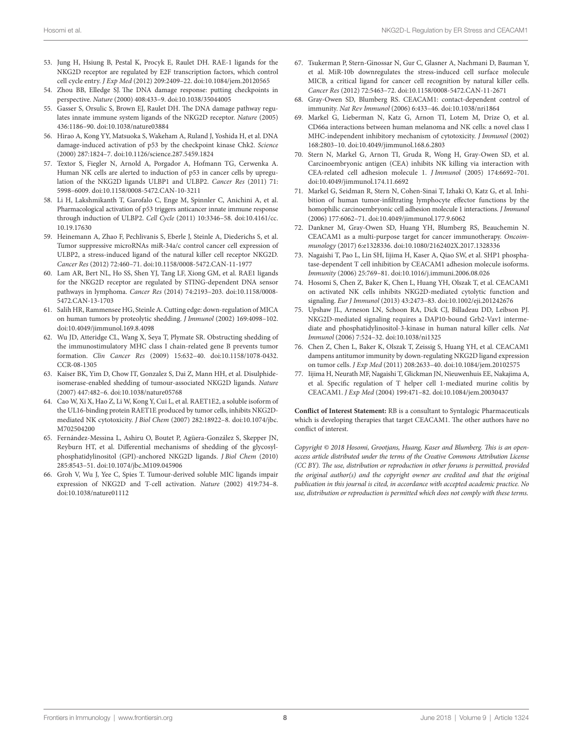53. Jung H, Hsiung B, Pestal K, Procyk E, Raulet DH. RAE-1 ligands for the NKG2D receptor are regulated by E2F transcription factors, which control cell cycle entry. *J Exp Med* (2012) 209:2409–22. doi:10.1084/jem.20120565
54. Zhou BB, Elledge SJ. The DNA damage response: putting checkpoints in perspective. *Nature* (2000) 408:433–9. doi:10.1038/35044005
55. Gasser S, Orsulic S, Brown EJ, Raulet DH. The DNA damage pathway regulates innate immune system ligands of the NKG2D receptor. *Nature* (2005) 436:1186–90. doi:10.1038/nature03884
56. Hirao A, Kong YY, Matsuoka S, Wakeham A, Ruland J, Yoshida H, et al. DNA damage-induced activation of p53 by the checkpoint kinase Chk2. *Science* (2000) 287:1824–7. doi:10.1126/science.287.5459.1824
57. Textor S, Fiegler N, Arnold A, Porgador A, Hofmann TG, Cerwenka A. Human NK cells are alerted to induction of p53 in cancer cells by upregulation of the NKG2D ligands ULBP1 and ULBP2. *Cancer Res* (2011) 71: 5998–6009. doi:10.1158/0008-5472.CAN-10-3211
58. Li H, Lakshmikanth T, Garofalo C, Enge M, Spinnler C, Anichini A, et al. Pharmacological activation of p53 triggers anticancer innate immune response through induction of ULBP2. *Cell Cycle* (2011) 10:3346–58. doi:10.4161/cc.10.19.17630
59. Heinemann A, Zhao F, Pechlivanis S, Eberle J, Steinle A, Diederichs S, et al. Tumor suppressive microRNAs miR-34a/c control cancer cell expression of ULBP2, a stress-induced ligand of the natural killer cell receptor NKG2D. *Cancer Res* (2012) 72:460–71. doi:10.1158/0008-5472.CAN-11-1977
60. Lam AR, Bert NL, Ho SS, Shen YJ, Tang LF, Xiong GM, et al. RAE1 ligands for the NKG2D receptor are regulated by STING-dependent DNA sensor pathways in lymphoma. *Cancer Res* (2014) 74:2193–203. doi:10.1158/0008-5472.CAN-13-1703
61. Salih HR, Rammensee HG, Steinle A. Cutting edge: down-regulation of MICA on human tumors by proteolytic shedding. *J Immunol* (2002) 169:4098–102. doi:10.4049/jimmunol.169.8.4098
62. Wu JD, Atteridge CL, Wang X, Seya T, Plymate SR. Obstructing shedding of the immunostimulatory MHC class I chain-related gene B prevents tumor formation. *Clin Cancer Res* (2009) 15:632–40. doi:10.1158/1078-0432.CCR-08-1305
63. Kaiser BK, Yim D, Chow IT, Gonzalez S, Dai Z, Mann HH, et al. Disulphide-isomerase-enabled shedding of tumour-associated NKG2D ligands. *Nature* (2007) 447:482–6. doi:10.1038/nature05768
64. Cao W, Xi X, Hao Z, Li W, Kong Y, Cui L, et al. RAET1E2, a soluble isoform of the UL16-binding protein RAET1E produced by tumor cells, inhibits NKG2D-mediated NK cytotoxicity. *J Biol Chem* (2007) 282:18922–8. doi:10.1074/jbc.M702504200
65. Fernández-Messina L, Ashiru O, Boutet P, Agüera-González S, Skepper JN, Reyburn HT, et al. Differential mechanisms of shedding of the glycosylphosphatidylinositol (GPI)-anchored NKG2D ligands. *J Biol Chem* (2010) 285:8543–51. doi:10.1074/jbc.M109.045906
66. Groh V, Wu J, Yee C, Spies T. Tumour-derived soluble MIC ligands impair expression of NKG2D and T-cell activation. *Nature* (2002) 419:734–8. doi:10.1038/nature01112
67. Tsukerman P, Stern-Ginossar N, Gur C, Glasner A, Nachmani D, Bauman Y, et al. MiR-10b downregulates the stress-induced cell surface molecule MICB, a critical ligand for cancer cell recognition by natural killer cells. *Cancer Res* (2012) 72:5463–72. doi:10.1158/0008-5472.CAN-11-2671
68. Gray-Owen SD, Blumberg RS. CEACAM1: contact-dependent control of immunity. *Nat Rev Immunol* (2006) 6:433–46. doi:10.1038/nri1864
69. Markel G, Lieberman N, Katz G, Arnon TI, Lotem M, Drize O, et al. CD66a interactions between human melanoma and NK cells: a novel class I MHC-independent inhibitory mechanism of cytotoxicity. *J Immunol* (2002) 168:2803–10. doi:10.4049/jimmunol.168.6.2803
70. Stern N, Markel G, Arnon TI, Gruda R, Wong H, Gray-Owen SD, et al. Carcinoembryonic antigen (CEA) inhibits NK killing via interaction with CEA-related cell adhesion molecule 1. *J Immunol* (2005) 174:6692–701. doi:10.4049/jimmunol.174.11.6692
71. Markel G, Seidman R, Stern N, Cohen-Sinai T, Izhaki O, Katz G, et al. Inhibition of human tumor-infiltrating lymphocyte effector functions by the homophilic carcinoembryonic cell adhesion molecule 1 interactions. *J Immunol* (2006) 177:6062–71. doi:10.4049/jimmunol.177.9.6062
72. Dankner M, Gray-Owen SD, Huang YH, Blumberg RS, Beauchemin N. CEACAM1 as a multi-purpose target for cancer immunotherapy. *Oncoimmunology* (2017) 6:e1328336. doi:10.1080/2162402X.2017.1328336
73. Nagaishi T, Pao L, Lin SH, Iijima H, Kaser A, Qiao SW, et al. SHP1 phosphatase-dependent T cell inhibition by CEACAM1 adhesion molecule isoforms. *Immunity* (2006) 25:769–81. doi:10.1016/j.immuni.2006.08.026
74. Hosomi S, Chen Z, Baker K, Chen L, Huang YH, Olszak T, et al. CEACAM1 on activated NK cells inhibits NKG2D-mediated cytolytic function and signaling. *Eur J Immunol* (2013) 43:2473–83. doi:10.1002/eji.201242676
75. Upshaw JL, Arneson LN, Schoon RA, Dick CJ, Billadeau DD, Leibson PJ. NKG2D-mediated signaling requires a DAP10-bound Grb2-Vav1 intermediate and phosphatidylinositol-3-kinase in human natural killer cells. *Nat Immunol* (2006) 7:524–32. doi:10.1038/ni1325
76. Chen Z, Chen L, Baker K, Olszak T, Zeissig S, Huang YH, et al. CEACAM1 dampens antitumor immunity by down-regulating NKG2D ligand expression on tumor cells. *J Exp Med* (2011) 208:2633–40. doi:10.1084/jem.20102575
77. Iijima H, Neurath MF, Nagaishi T, Glickman JN, Nieuwenhuis EE, Nakajima A, et al. Specific regulation of T helper cell 1-mediated murine colitis by CEACAM1. *J Exp Med* (2004) 199:471–82. doi:10.1084/jem.20030437

**Conflict of Interest Statement:** RB is a consultant to Syntalogic Pharmaceuticals which is developing therapies that target CEACAM1. The other authors have no conflict of interest.

*Copyright © 2018 Hosomi, Grootjans, Huang, Kaser and Blumberg. This is an open-access article distributed under the terms of the Creative Commons Attribution License (CC BY). The use, distribution or reproduction in other forums is permitted, provided the original author(s) and the copyright owner are credited and that the original publication in this journal is cited, in accordance with accepted academic practice. No use, distribution or reproduction is permitted which does not comply with these terms.*